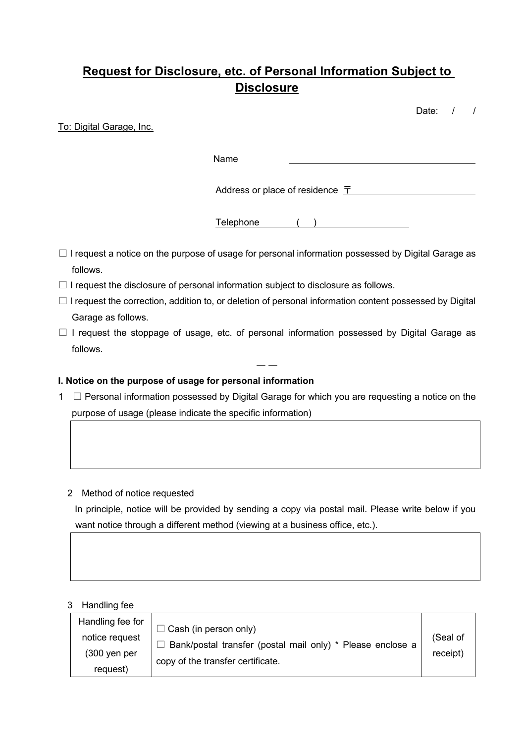# Request for Disclosure, etc. of Personal Information Subject to Disclosure

Date: / /

To: Digital Garage, Inc.

Name \_\_\_\_\_\_\_\_\_\_\_\_\_\_\_\_\_\_\_\_\_\_\_\_

Address or place of residence 〒\_\_\_\_\_\_\_\_\_\_\_\_\_\_\_\_\_\_\_\_\_\_\_\_

Telephone ( ) \_\_\_\_\_\_\_\_\_\_\_\_\_\_\_\_

☐ I request a notice on the purpose of usage for personal information possessed by Digital Garage as follows.

☐ I request the disclosure of personal information subject to disclosure as follows.

☐ I request the correction, addition to, or deletion of personal information content possessed by Digital Garage as follows.

☐ I request the stoppage of usage, etc. of personal information possessed by Digital Garage as follows.

— —

**I. Notice on the purpose of usage for personal information**

1 ☐ Personal information possessed by Digital Garage for which you are requesting a notice on the purpose of usage (please indicate the specific information)

| |
|---|
| |

2 Method of notice requested

In principle, notice will be provided by sending a copy via postal mail. Please write below if you want notice through a different method (viewing at a business office, etc.).

| |
|---|
| |

3 Handling fee

| Handling fee for notice request (300 yen per request) | ☐ Cash (in person only)<br>☐ Bank/postal transfer (postal mail only) * Please enclose a copy of the transfer certificate. | (Seal of receipt) |
|---|---|---|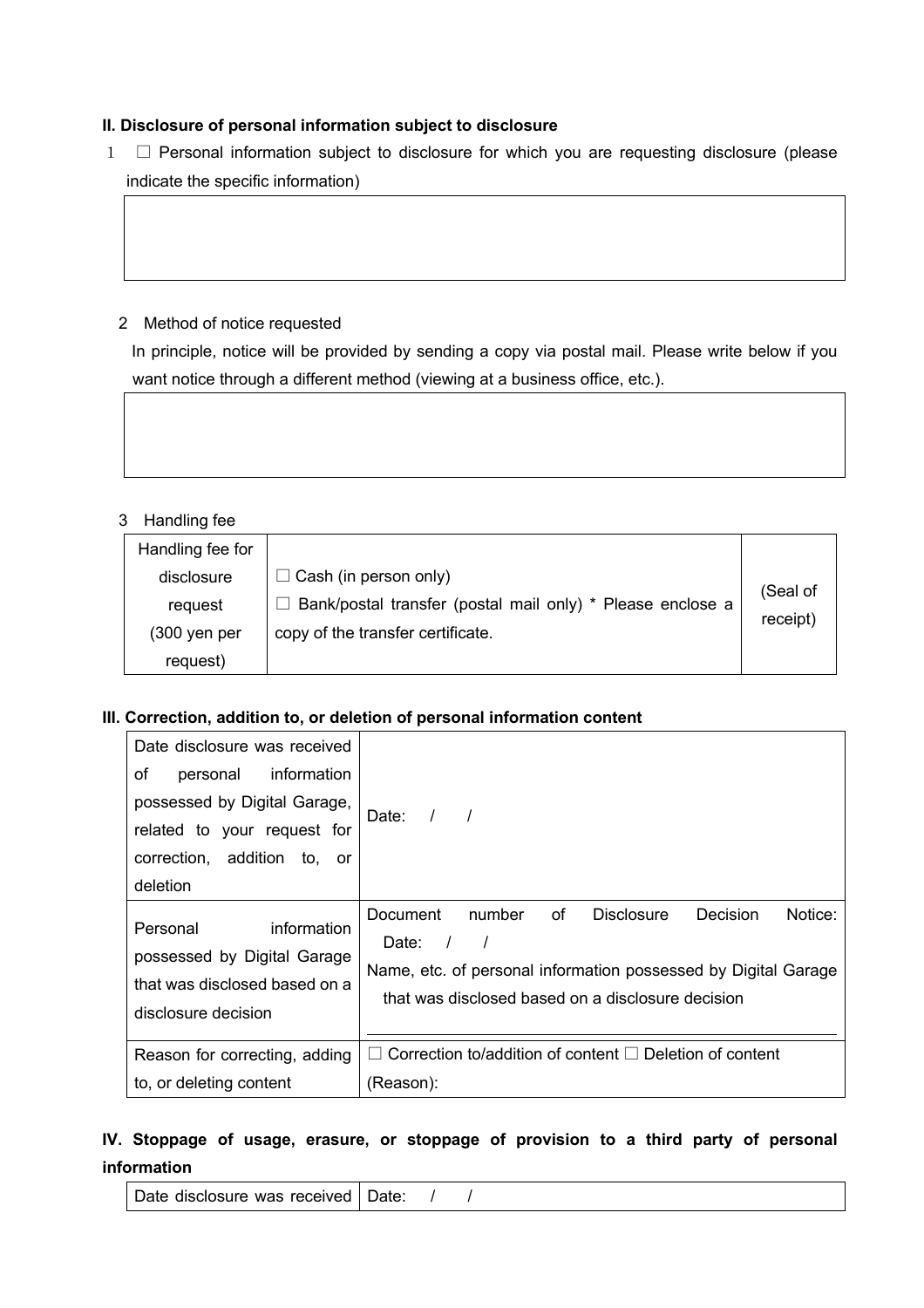**II. Disclosure of personal information subject to disclosure**

1 ☐ Personal information subject to disclosure for which you are requesting disclosure (please indicate the specific information)

| |
|---|
| |

2 Method of notice requested

In principle, notice will be provided by sending a copy via postal mail. Please write below if you want notice through a different method (viewing at a business office, etc.).

| |
|---|
| |

3 Handling fee

| Handling fee for disclosure request (300 yen per request) | ☐ Cash (in person only)<br>☐ Bank/postal transfer (postal mail only) * Please enclose a copy of the transfer certificate. | (Seal of receipt) |
|---|---|---|

**III. Correction, addition to, or deletion of personal information content**

| Date disclosure was received of personal information possessed by Digital Garage, related to your request for correction, addition to, or deletion | Date: / / |
|---|---|
| Personal information possessed by Digital Garage that was disclosed based on a disclosure decision | Document number of Disclosure Decision Notice:<br>Date: / /<br>Name, etc. of personal information possessed by Digital Garage that was disclosed based on a disclosure decision |
| Reason for correcting, adding to, or deleting content | ☐ Correction to/addition of content ☐ Deletion of content<br>(Reason): |

**IV. Stoppage of usage, erasure, or stoppage of provision to a third party of personal information**

| Date disclosure was received | Date: / / |
|---|---|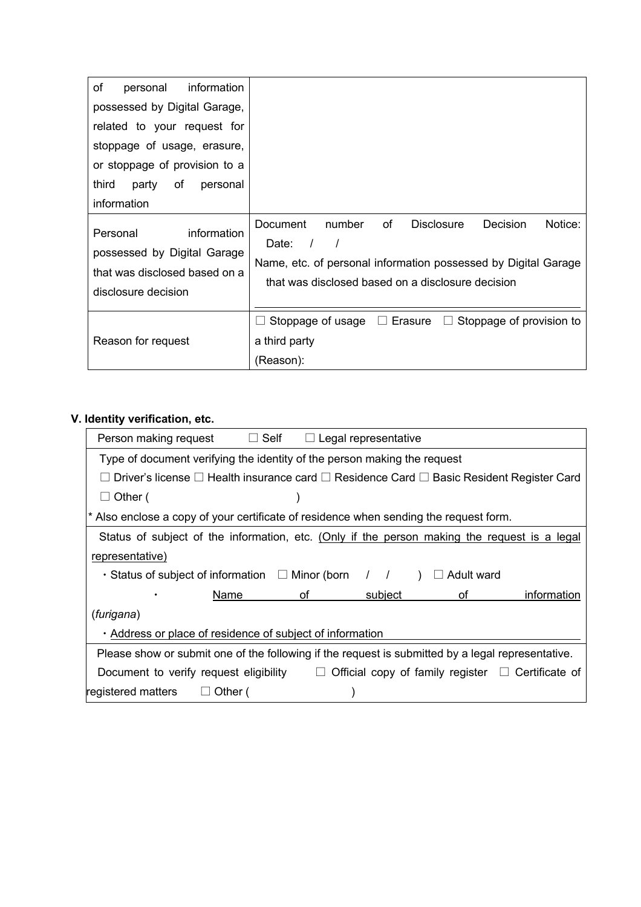| | |
|---|---|
| of personal information possessed by Digital Garage, related to your request for stoppage of usage, erasure, or stoppage of provision to a third party of personal information | |
| Personal information possessed by Digital Garage that was disclosed based on a disclosure decision | Document number of Disclosure Decision Notice:<br>Date: / /<br>Name, etc. of personal information possessed by Digital Garage that was disclosed based on a disclosure decision |
| Reason for request | ☐ Stoppage of usage ☐ Erasure ☐ Stoppage of provision to a third party<br>(Reason): |

### V. Identity verification, etc.

| |
|---|
| Person making request ☐ Self ☐ Legal representative |
| Type of document verifying the identity of the person making the request<br>☐ Driver's license ☐ Health insurance card ☐ Residence Card ☐ Basic Resident Register Card<br>☐ Other ( )<br>* Also enclose a copy of your certificate of residence when sending the request form. |
| Status of subject of the information, etc. (Only if the person making the request is a legal representative)<br>・Status of subject of information ☐ Minor (born / / ) ☐ Adult ward<br>・Name of subject of information (*furigana*)<br>・Address or place of residence of subject of information |
| Please show or submit one of the following if the request is submitted by a legal representative.<br>Document to verify request eligibility ☐ Official copy of family register ☐ Certificate of registered matters ☐ Other ( ) |